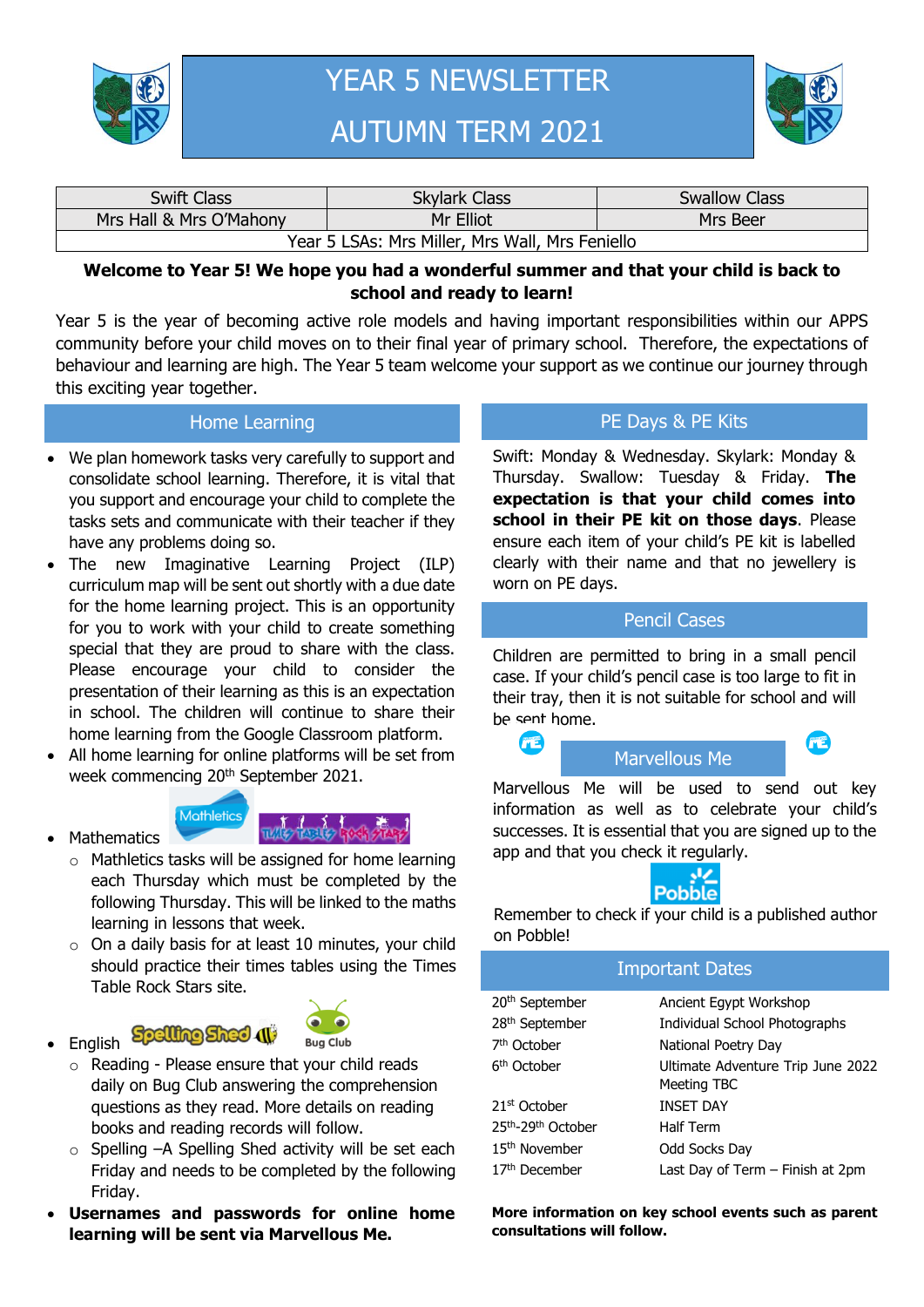# YEAR 5 NEWSLETTER

# AUTUMN TERM 2021

| Swift Class | Skylark Class | Swallow Class |
| --- | --- | --- |
| Mrs Hall & Mrs O'Mahony | Mr Elliot | Mrs Beer |
| Year 5 LSAs: Mrs Miller, Mrs Wall, Mrs Feniello | | |

**Welcome to Year 5! We hope you had a wonderful summer and that your child is back to school and ready to learn!**

Year 5 is the year of becoming active role models and having important responsibilities within our APPS community before your child moves on to their final year of primary school. Therefore, the expectations of behaviour and learning are high. The Year 5 team welcome your support as we continue our journey through this exciting year together.

## Home Learning

- We plan homework tasks very carefully to support and consolidate school learning. Therefore, it is vital that you support and encourage your child to complete the tasks sets and communicate with their teacher if they have any problems doing so.
- The new Imaginative Learning Project (ILP) curriculum map will be sent out shortly with a due date for the home learning project. This is an opportunity for you to work with your child to create something special that they are proud to share with the class. Please encourage your child to consider the presentation of their learning as this is an expectation in school. The children will continue to share their home learning from the Google Classroom platform.
- All home learning for online platforms will be set from week commencing 20th September 2021.
- Mathematics
  - Mathletics tasks will be assigned for home learning each Thursday which must be completed by the following Thursday. This will be linked to the maths learning in lessons that week.
  - On a daily basis for at least 10 minutes, your child should practice their times tables using the Times Table Rock Stars site.
- English
  - Reading - Please ensure that your child reads daily on Bug Club answering the comprehension questions as they read. More details on reading books and reading records will follow.
  - Spelling –A Spelling Shed activity will be set each Friday and needs to be completed by the following Friday.
- **Usernames and passwords for online home learning will be sent via Marvellous Me.**

## PE Days & PE Kits

Swift: Monday & Wednesday. Skylark: Monday & Thursday. Swallow: Tuesday & Friday. **The expectation is that your child comes into school in their PE kit on those days**. Please ensure each item of your child's PE kit is labelled clearly with their name and that no jewellery is worn on PE days.

## Pencil Cases

Children are permitted to bring in a small pencil case. If your child's pencil case is too large to fit in their tray, then it is not suitable for school and will be sent home.

## Marvellous Me

Marvellous Me will be used to send out key information as well as to celebrate your child's successes. It is essential that you are signed up to the app and that you check it regularly.

Remember to check if your child is a published author on Pobble!

## Important Dates

| Date | Event |
| --- | --- |
| 20th September | Ancient Egypt Workshop |
| 28th September | Individual School Photographs |
| 7th October | National Poetry Day |
| 6th October | Ultimate Adventure Trip June 2022 Meeting TBC |
| 21st October | INSET DAY |
| 25th-29th October | Half Term |
| 15th November | Odd Socks Day |
| 17th December | Last Day of Term – Finish at 2pm |

**More information on key school events such as parent consultations will follow.**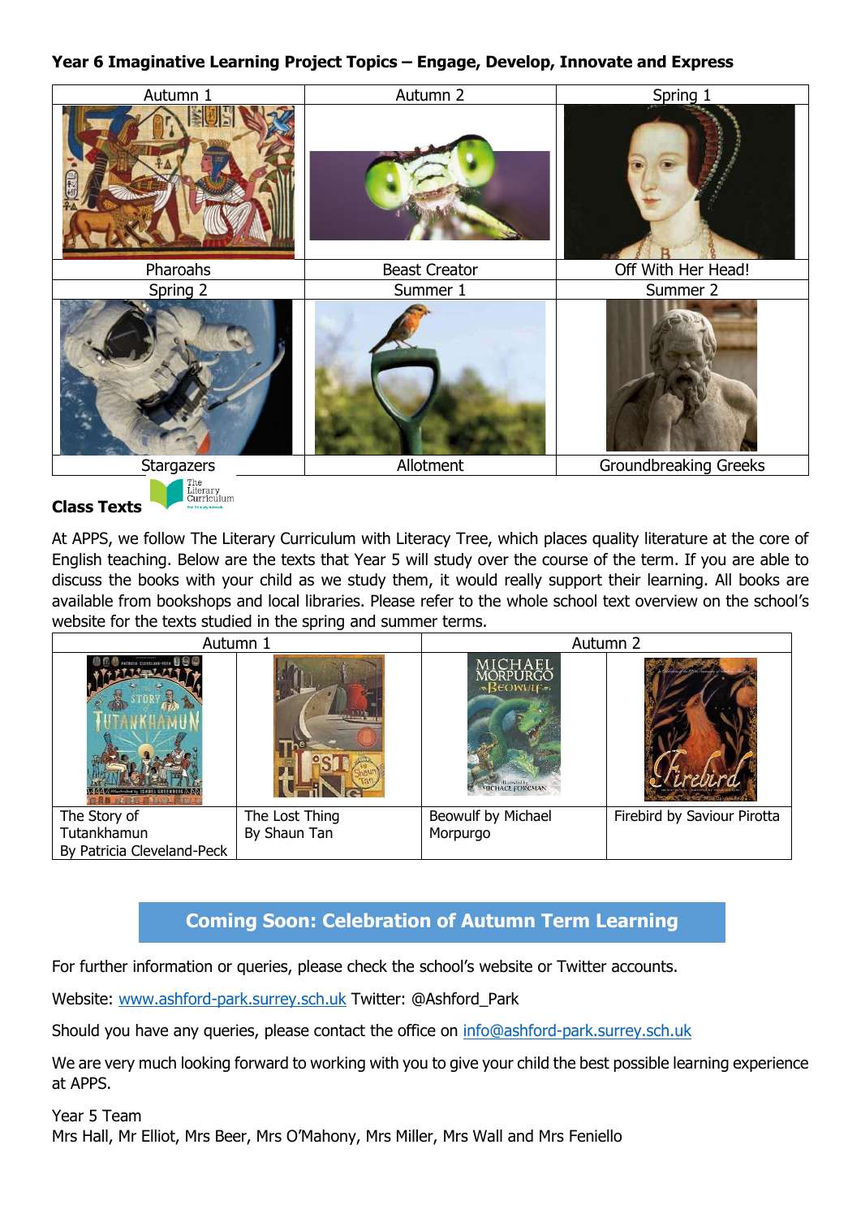**Year 6 Imaginative Learning Project Topics – Engage, Develop, Innovate and Express**

| Autumn 1 | Autumn 2 | Spring 1 |
|---|---|---|
| Pharoahs | Beast Creator | Off With Her Head! |
| **Spring 2** | **Summer 1** | **Summer 2** |
| Stargazers | Allotment | Groundbreaking Greeks |

**Class Texts**

At APPS, we follow The Literary Curriculum with Literacy Tree, which places quality literature at the core of English teaching. Below are the texts that Year 5 will study over the course of the term. If you are able to discuss the books with your child as we study them, it would really support their learning. All books are available from bookshops and local libraries. Please refer to the whole school text overview on the school's website for the texts studied in the spring and summer terms.

| Autumn 1 | | Autumn 2 | |
|---|---|---|---|
| The Story of Tutankhamun By Patricia Cleveland-Peck | The Lost Thing By Shaun Tan | Beowulf by Michael Morpurgo | Firebird by Saviour Pirotta |

## Coming Soon: Celebration of Autumn Term Learning

For further information or queries, please check the school's website or Twitter accounts.

Website: www.ashford-park.surrey.sch.uk Twitter: @Ashford_Park

Should you have any queries, please contact the office on info@ashford-park.surrey.sch.uk

We are very much looking forward to working with you to give your child the best possible learning experience at APPS.

Year 5 Team
Mrs Hall, Mr Elliot, Mrs Beer, Mrs O'Mahony, Mrs Miller, Mrs Wall and Mrs Feniello